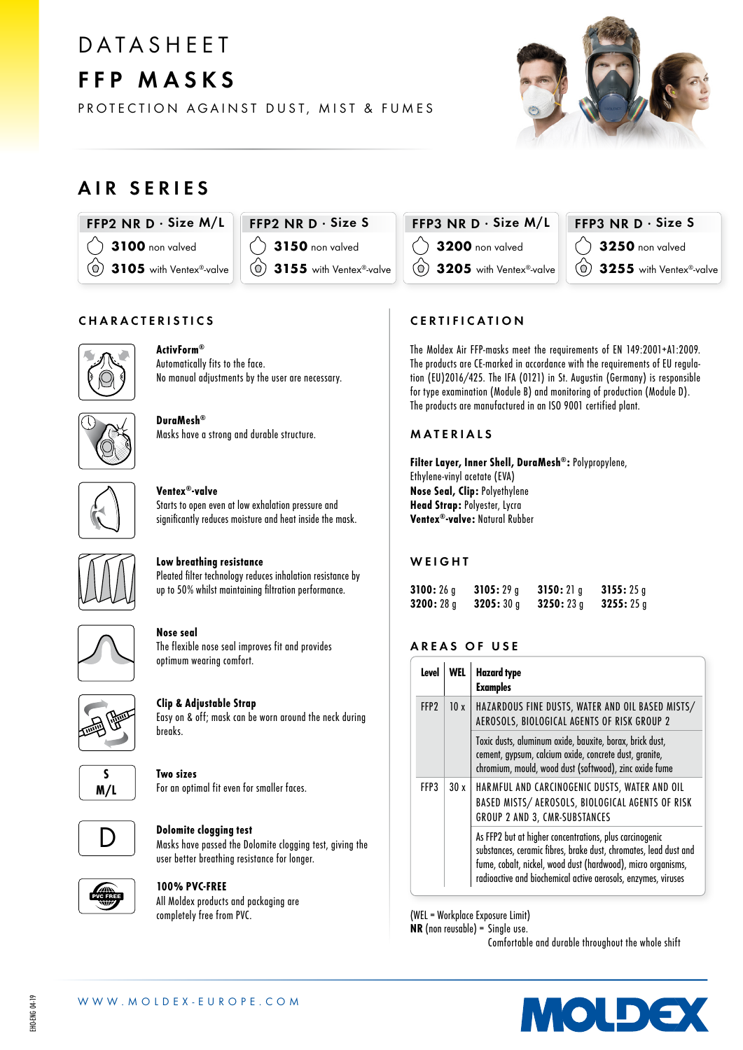# DATASHEET

# FFP MASKS

PROTECTION AGAINST DUST, MIST & FUMES

## AIR SERIES

| FFP2 NR D · Size M/L | FFP2 NR D · Size S | FFP3 NR D · Size M/L | FFP3 NR D · Size S |
|---|---|---|---|
| **3100** non valved | **3150** non valved | **3200** non valved | **3250** non valved |
| **3105** with Ventex®-valve | **3155** with Ventex®-valve | **3205** with Ventex®-valve | **3255** with Ventex®-valve |

## CHARACTERISTICS

**ActivForm®**
Automatically fits to the face.
No manual adjustments by the user are necessary.

**DuraMesh®**
Masks have a strong and durable structure.

**Ventex®-valve**
Starts to open even at low exhalation pressure and significantly reduces moisture and heat inside the mask.

**Low breathing resistance**
Pleated filter technology reduces inhalation resistance by up to 50% whilst maintaining filtration performance.

**Nose seal**
The flexible nose seal improves fit and provides optimum wearing comfort.

**Clip & Adjustable Strap**
Easy on & off; mask can be worn around the neck during breaks.

**Two sizes**
For an optimal fit even for smaller faces.

**Dolomite clogging test**
Masks have passed the Dolomite clogging test, giving the user better breathing resistance for longer.

**100% PVC-FREE**
All Moldex products and packaging are completely free from PVC.

## CERTIFICATION

The Moldex Air FFP-masks meet the requirements of EN 149:2001+A1:2009. The products are CE-marked in accordance with the requirements of EU regulation (EU)2016/425. The IFA (0121) in St. Augustin (Germany) is responsible for type examination (Module B) and monitoring of production (Module D). The products are manufactured in an ISO 9001 certified plant.

## MATERIALS

**Filter Layer, Inner Shell, DuraMesh®:** Polypropylene, Ethylene-vinyl acetate (EVA)
**Nose Seal, Clip:** Polyethylene
**Head Strap:** Polyester, Lycra
**Ventex®-valve:** Natural Rubber

## WEIGHT

**3100:** 26 g **3105:** 29 g **3150:** 21 g **3155:** 25 g
**3200:** 28 g **3205:** 30 g **3250:** 23 g **3255:** 25 g

## AREAS OF USE

| Level | WEL | Hazard type / Examples |
|---|---|---|
| FFP2 | 10 x | HAZARDOUS FINE DUSTS, WATER AND OIL BASED MISTS/ AEROSOLS, BIOLOGICAL AGENTS OF RISK GROUP 2 |
| | | Toxic dusts, aluminum oxide, bauxite, borax, brick dust, cement, gypsum, calcium oxide, concrete dust, granite, chromium, mould, wood dust (softwood), zinc oxide fume |
| FFP3 | 30 x | HARMFUL AND CARCINOGENIC DUSTS, WATER AND OIL BASED MISTS/ AEROSOLS, BIOLOGICAL AGENTS OF RISK GROUP 2 AND 3, CMR-SUBSTANCES |
| | | As FFP2 but at higher concentrations, plus carcinogenic substances, ceramic fibres, brake dust, chromates, lead dust and fume, cobalt, nickel, wood dust (hardwood), micro organisms, radioactive and biochemical active aerosols, enzymes, viruses |

(WEL = Workplace Exposure Limit)
**NR** (non reusable) = Single use.
Comfortable and durable throughout the whole shift

WWW.MOLDEX-EUROPE.COM

EHO-ENG 04-19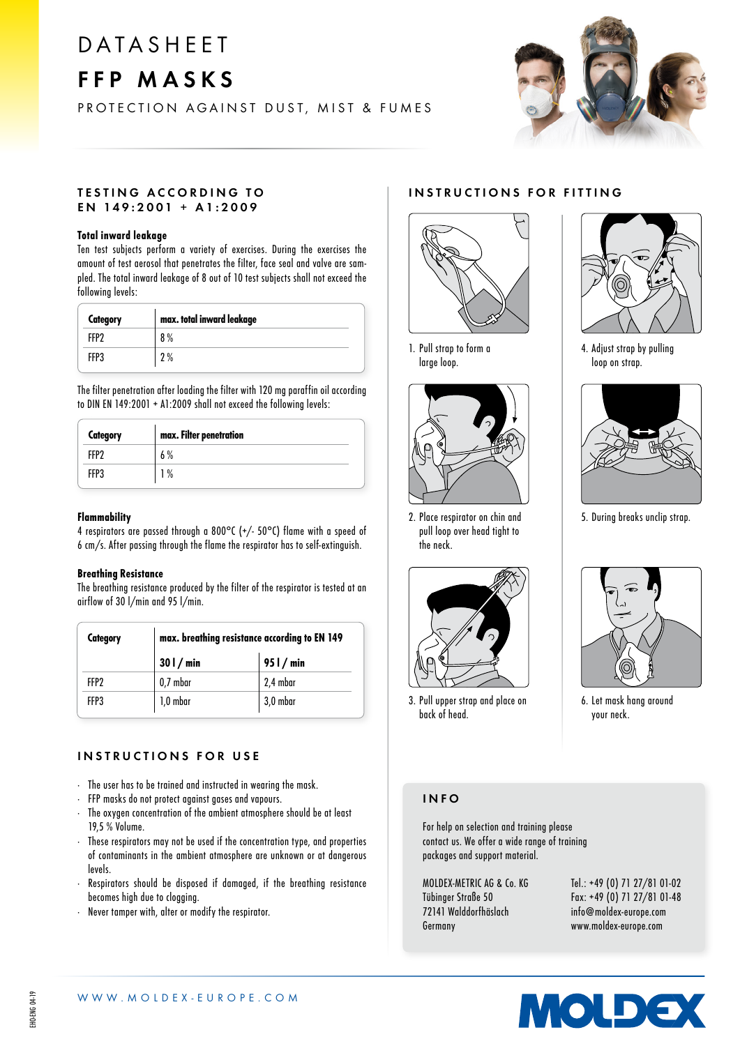# DATASHEET

# FFP MASKS

PROTECTION AGAINST DUST, MIST & FUMES

## TESTING ACCORDING TO EN 149:2001 + A1:2009

### Total inward leakage

Ten test subjects perform a variety of exercises. During the exercises the amount of test aerosol that penetrates the filter, face seal and valve are sampled. The total inward leakage of 8 out of 10 test subjects shall not exceed the following levels:

| Category | max. total inward leakage |
|---|---|
| FFP2 | 8 % |
| FFP3 | 2 % |

The filter penetration after loading the filter with 120 mg paraffin oil according to DIN EN 149:2001 + A1:2009 shall not exceed the following levels:

| Category | max. Filter penetration |
|---|---|
| FFP2 | 6 % |
| FFP3 | 1 % |

### Flammability

4 respirators are passed through a 800°C (+/- 50°C) flame with a speed of 6 cm/s. After passing through the flame the respirator has to self-extinguish.

### Breathing Resistance

The breathing resistance produced by the filter of the respirator is tested at an airflow of 30 l/min and 95 l/min.

| Category | max. breathing resistance according to EN 149 | |
|---|---|---|
| | 30 l / min | 95 l / min |
| FFP2 | 0,7 mbar | 2,4 mbar |
| FFP3 | 1,0 mbar | 3,0 mbar |

## INSTRUCTIONS FOR USE

- The user has to be trained and instructed in wearing the mask.
- FFP masks do not protect against gases and vapours.
- The oxygen concentration of the ambient atmosphere should be at least 19,5 % Volume.
- These respirators may not be used if the concentration type, and properties of contaminants in the ambient atmosphere are unknown or at dangerous levels.
- Respirators should be disposed if damaged, if the breathing resistance becomes high due to clogging.
- Never tamper with, alter or modify the respirator.

## INSTRUCTIONS FOR FITTING

1. Pull strap to form a large loop.
2. Place respirator on chin and pull loop over head tight to the neck.
3. Pull upper strap and place on back of head.
4. Adjust strap by pulling loop on strap.
5. During breaks unclip strap.
6. Let mask hang around your neck.

## INFO

For help on selection and training please contact us. We offer a wide range of training packages and support material.

MOLDEX-METRIC AG & Co. KG
Tübinger Straße 50
72141 Walddorfhäslach
Germany

Tel.: +49 (0) 71 27/81 01-02
Fax: +49 (0) 71 27/81 01-48
info@moldex-europe.com
www.moldex-europe.com

WWW.MOLDEX-EUROPE.COM

EHO-ENG 04-19